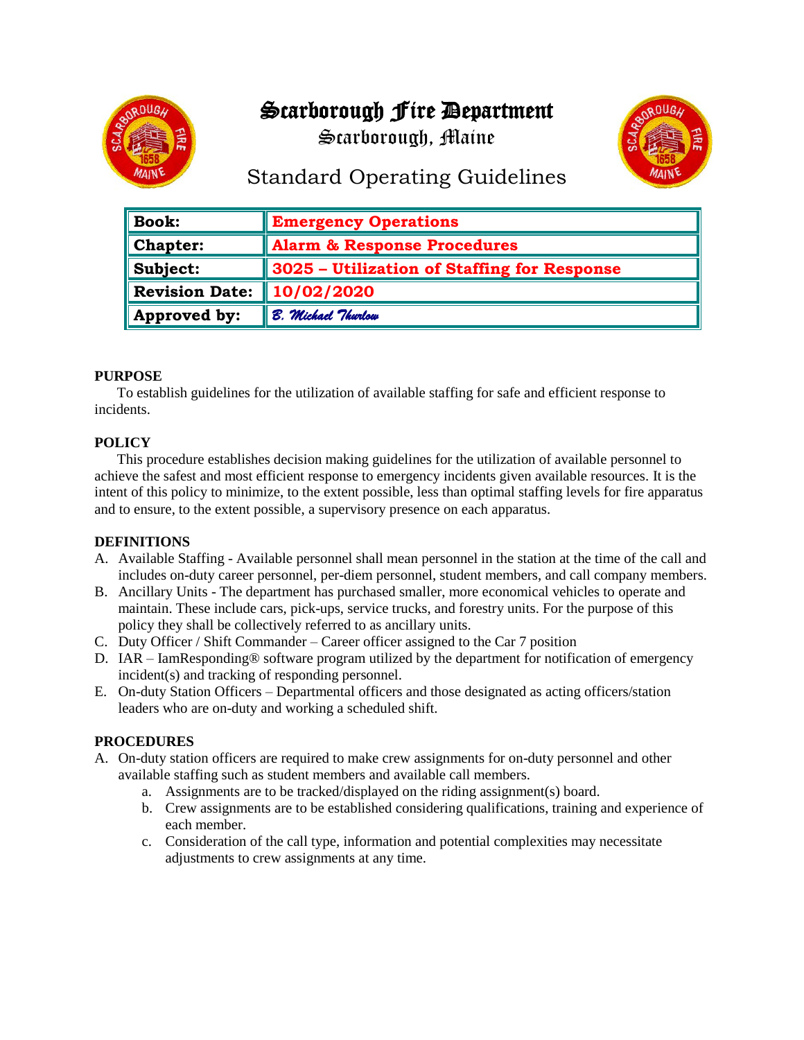# Scarborough Fire Department

## Scarborough, Maine

## Standard Operating Guidelines

| **Book:** | **Emergency Operations** |
|---|---|
| **Chapter:** | **Alarm & Response Procedures** |
| **Subject:** | **3025 – Utilization of Staffing for Response** |
| **Revision Date:** | **10/02/2020** |
| **Approved by:** | *B. Michael Thurlow* |

**PURPOSE**

To establish guidelines for the utilization of available staffing for safe and efficient response to incidents.

**POLICY**

This procedure establishes decision making guidelines for the utilization of available personnel to achieve the safest and most efficient response to emergency incidents given available resources. It is the intent of this policy to minimize, to the extent possible, less than optimal staffing levels for fire apparatus and to ensure, to the extent possible, a supervisory presence on each apparatus.

**DEFINITIONS**

A. Available Staffing - Available personnel shall mean personnel in the station at the time of the call and includes on-duty career personnel, per-diem personnel, student members, and call company members.
B. Ancillary Units - The department has purchased smaller, more economical vehicles to operate and maintain. These include cars, pick-ups, service trucks, and forestry units. For the purpose of this policy they shall be collectively referred to as ancillary units.
C. Duty Officer / Shift Commander – Career officer assigned to the Car 7 position
D. IAR – IamResponding® software program utilized by the department for notification of emergency incident(s) and tracking of responding personnel.
E. On-duty Station Officers – Departmental officers and those designated as acting officers/station leaders who are on-duty and working a scheduled shift.

**PROCEDURES**

A. On-duty station officers are required to make crew assignments for on-duty personnel and other available staffing such as student members and available call members.
   a. Assignments are to be tracked/displayed on the riding assignment(s) board.
   b. Crew assignments are to be established considering qualifications, training and experience of each member.
   c. Consideration of the call type, information and potential complexities may necessitate adjustments to crew assignments at any time.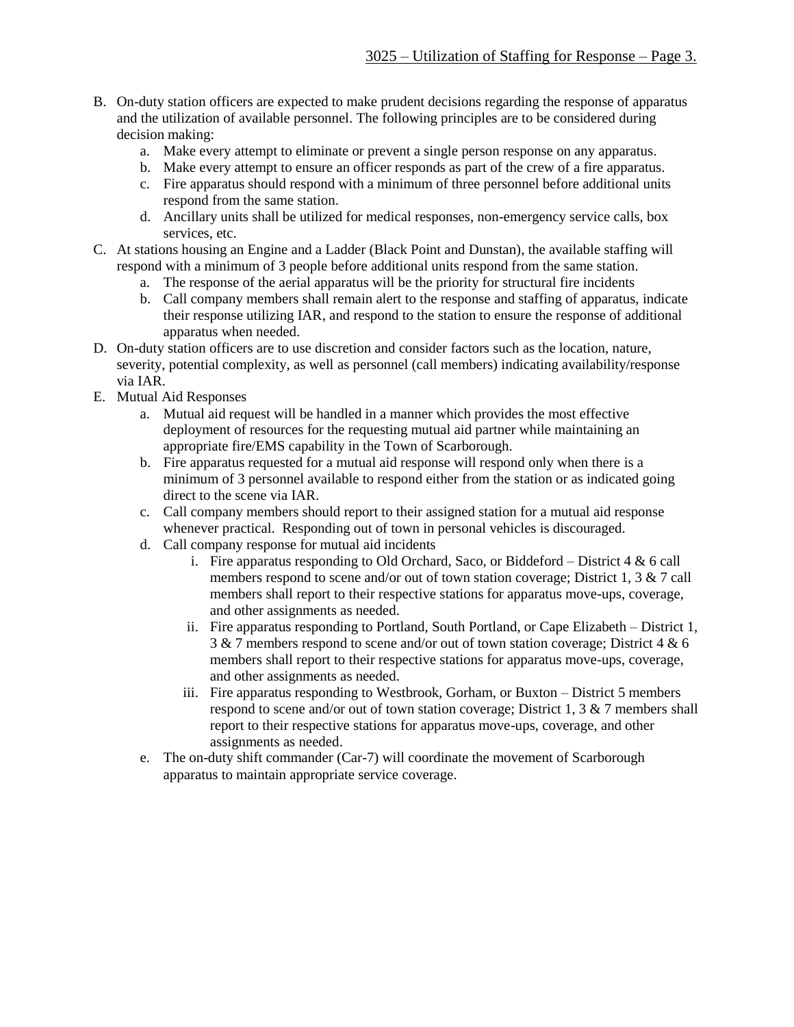B. On-duty station officers are expected to make prudent decisions regarding the response of apparatus and the utilization of available personnel. The following principles are to be considered during decision making:
   a. Make every attempt to eliminate or prevent a single person response on any apparatus.
   b. Make every attempt to ensure an officer responds as part of the crew of a fire apparatus.
   c. Fire apparatus should respond with a minimum of three personnel before additional units respond from the same station.
   d. Ancillary units shall be utilized for medical responses, non-emergency service calls, box services, etc.

C. At stations housing an Engine and a Ladder (Black Point and Dunstan), the available staffing will respond with a minimum of 3 people before additional units respond from the same station.
   a. The response of the aerial apparatus will be the priority for structural fire incidents
   b. Call company members shall remain alert to the response and staffing of apparatus, indicate their response utilizing IAR, and respond to the station to ensure the response of additional apparatus when needed.

D. On-duty station officers are to use discretion and consider factors such as the location, nature, severity, potential complexity, as well as personnel (call members) indicating availability/response via IAR.

E. Mutual Aid Responses
   a. Mutual aid request will be handled in a manner which provides the most effective deployment of resources for the requesting mutual aid partner while maintaining an appropriate fire/EMS capability in the Town of Scarborough.
   b. Fire apparatus requested for a mutual aid response will respond only when there is a minimum of 3 personnel available to respond either from the station or as indicated going direct to the scene via IAR.
   c. Call company members should report to their assigned station for a mutual aid response whenever practical. Responding out of town in personal vehicles is discouraged.
   d. Call company response for mutual aid incidents
      i. Fire apparatus responding to Old Orchard, Saco, or Biddeford – District 4 & 6 call members respond to scene and/or out of town station coverage; District 1, 3 & 7 call members shall report to their respective stations for apparatus move-ups, coverage, and other assignments as needed.
      ii. Fire apparatus responding to Portland, South Portland, or Cape Elizabeth – District 1, 3 & 7 members respond to scene and/or out of town station coverage; District 4 & 6 members shall report to their respective stations for apparatus move-ups, coverage, and other assignments as needed.
      iii. Fire apparatus responding to Westbrook, Gorham, or Buxton – District 5 members respond to scene and/or out of town station coverage; District 1, 3 & 7 members shall report to their respective stations for apparatus move-ups, coverage, and other assignments as needed.
   e. The on-duty shift commander (Car-7) will coordinate the movement of Scarborough apparatus to maintain appropriate service coverage.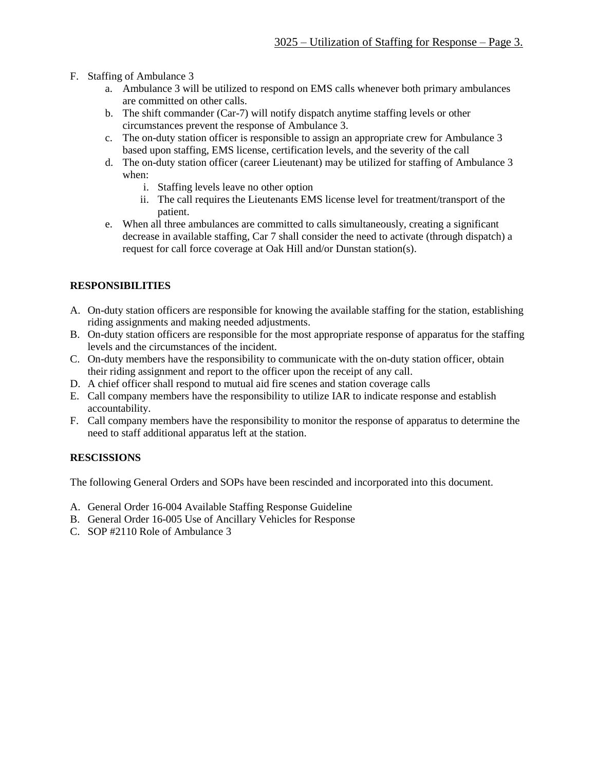F. Staffing of Ambulance 3
   a. Ambulance 3 will be utilized to respond on EMS calls whenever both primary ambulances are committed on other calls.
   b. The shift commander (Car-7) will notify dispatch anytime staffing levels or other circumstances prevent the response of Ambulance 3.
   c. The on-duty station officer is responsible to assign an appropriate crew for Ambulance 3 based upon staffing, EMS license, certification levels, and the severity of the call
   d. The on-duty station officer (career Lieutenant) may be utilized for staffing of Ambulance 3 when:
      i. Staffing levels leave no other option
      ii. The call requires the Lieutenants EMS license level for treatment/transport of the patient.
   e. When all three ambulances are committed to calls simultaneously, creating a significant decrease in available staffing, Car 7 shall consider the need to activate (through dispatch) a request for call force coverage at Oak Hill and/or Dunstan station(s).

**RESPONSIBILITIES**

A. On-duty station officers are responsible for knowing the available staffing for the station, establishing riding assignments and making needed adjustments.
B. On-duty station officers are responsible for the most appropriate response of apparatus for the staffing levels and the circumstances of the incident.
C. On-duty members have the responsibility to communicate with the on-duty station officer, obtain their riding assignment and report to the officer upon the receipt of any call.
D. A chief officer shall respond to mutual aid fire scenes and station coverage calls
E. Call company members have the responsibility to utilize IAR to indicate response and establish accountability.
F. Call company members have the responsibility to monitor the response of apparatus to determine the need to staff additional apparatus left at the station.

**RESCISSIONS**

The following General Orders and SOPs have been rescinded and incorporated into this document.

A. General Order 16-004 Available Staffing Response Guideline
B. General Order 16-005 Use of Ancillary Vehicles for Response
C. SOP #2110 Role of Ambulance 3